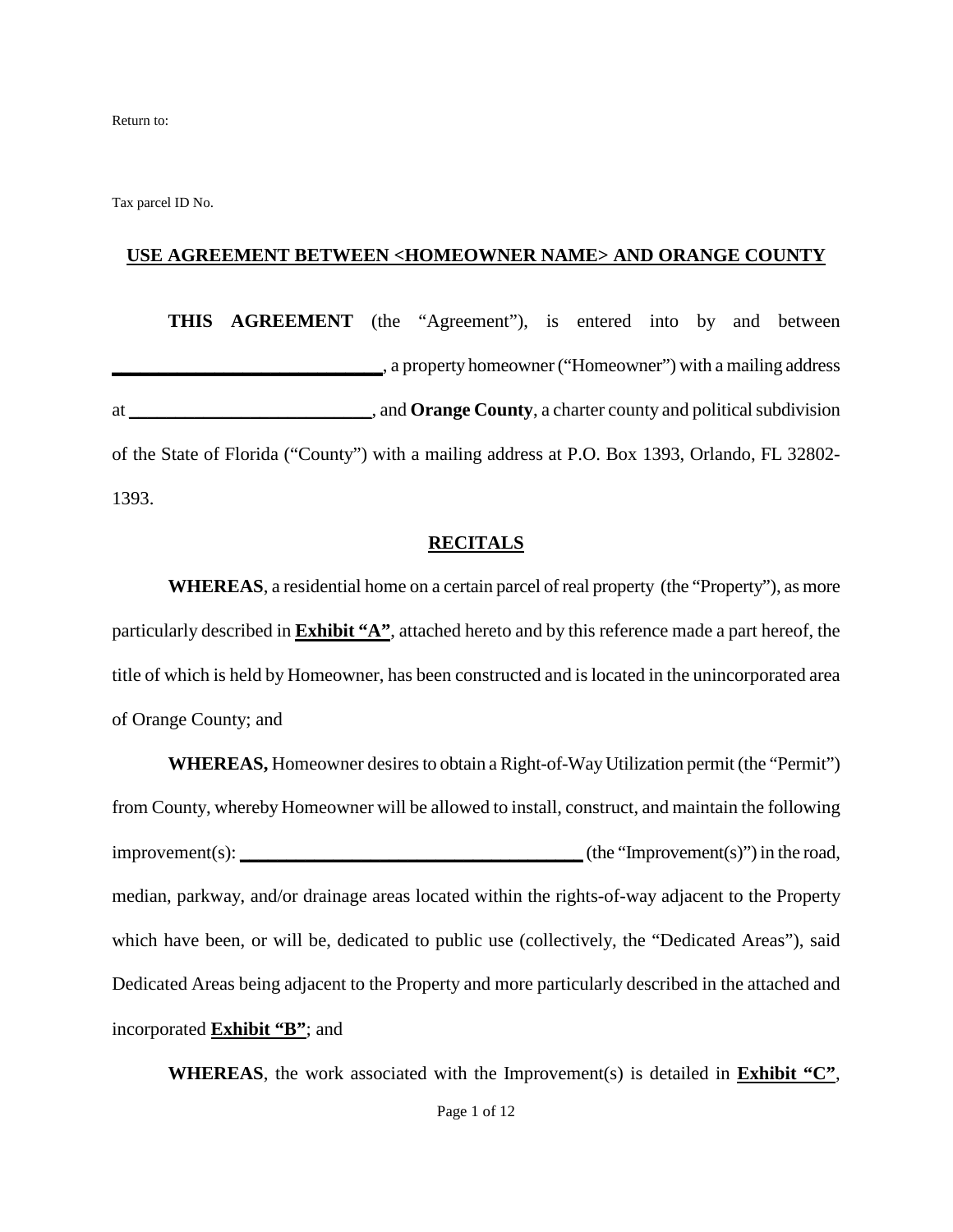Return to:

Tax parcel ID No.

## USE AGREEMENT BETWEEN <HOMEOWNER NAME> AND ORANGE COUNTY

**THIS AGREEMENT** (the "Agreement"), is entered into by and between ______________________________, a property homeowner ("Homeowner") with a mailing address at __________________________, and **Orange County**, a charter county and political subdivision of the State of Florida ("County") with a mailing address at P.O. Box 1393, Orlando, FL 32802-1393.

## RECITALS

**WHEREAS**, a residential home on a certain parcel of real property (the "Property"), as more particularly described in **Exhibit "A"**, attached hereto and by this reference made a part hereof, the title of which is held by Homeowner, has been constructed and is located in the unincorporated area of Orange County; and

**WHEREAS,** Homeowner desires to obtain a Right-of-Way Utilization permit (the "Permit") from County, whereby Homeowner will be allowed to install, construct, and maintain the following improvement(s): ____________________________________ (the "Improvement(s)") in the road, median, parkway, and/or drainage areas located within the rights-of-way adjacent to the Property which have been, or will be, dedicated to public use (collectively, the "Dedicated Areas"), said Dedicated Areas being adjacent to the Property and more particularly described in the attached and incorporated **Exhibit "B"**; and

**WHEREAS**, the work associated with the Improvement(s) is detailed in **Exhibit "C"**,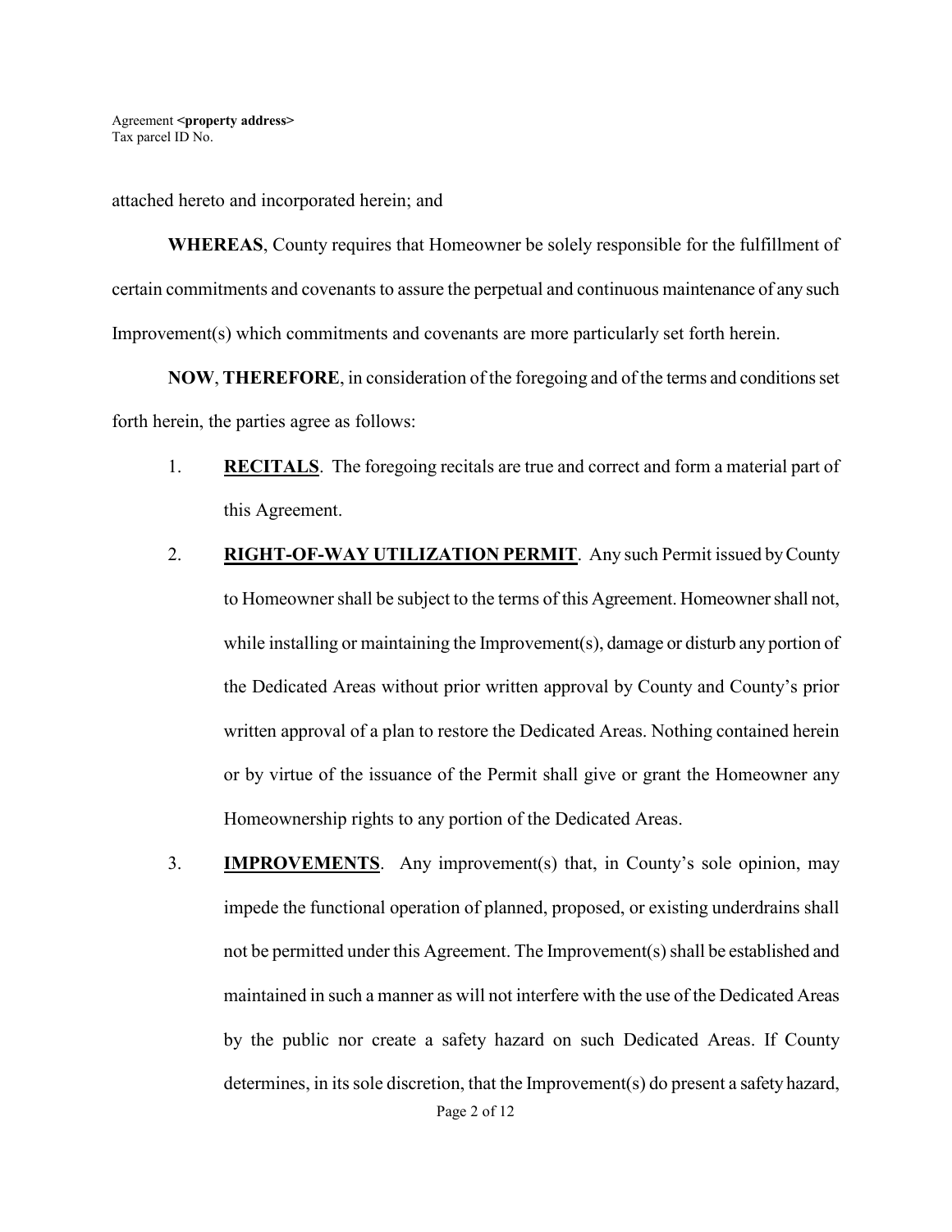attached hereto and incorporated herein; and

**WHEREAS**, County requires that Homeowner be solely responsible for the fulfillment of certain commitments and covenants to assure the perpetual and continuous maintenance of any such Improvement(s) which commitments and covenants are more particularly set forth herein.

**NOW**, **THEREFORE**, in consideration of the foregoing and of the terms and conditions set forth herein, the parties agree as follows:

1. **RECITALS**. The foregoing recitals are true and correct and form a material part of this Agreement.

2. **RIGHT-OF-WAY UTILIZATION PERMIT**. Any such Permit issued by County to Homeowner shall be subject to the terms of this Agreement. Homeowner shall not, while installing or maintaining the Improvement(s), damage or disturb any portion of the Dedicated Areas without prior written approval by County and County's prior written approval of a plan to restore the Dedicated Areas. Nothing contained herein or by virtue of the issuance of the Permit shall give or grant the Homeowner any Homeownership rights to any portion of the Dedicated Areas.

3. **IMPROVEMENTS**. Any improvement(s) that, in County's sole opinion, may impede the functional operation of planned, proposed, or existing underdrains shall not be permitted under this Agreement. The Improvement(s) shall be established and maintained in such a manner as will not interfere with the use of the Dedicated Areas by the public nor create a safety hazard on such Dedicated Areas. If County determines, in its sole discretion, that the Improvement(s) do present a safety hazard,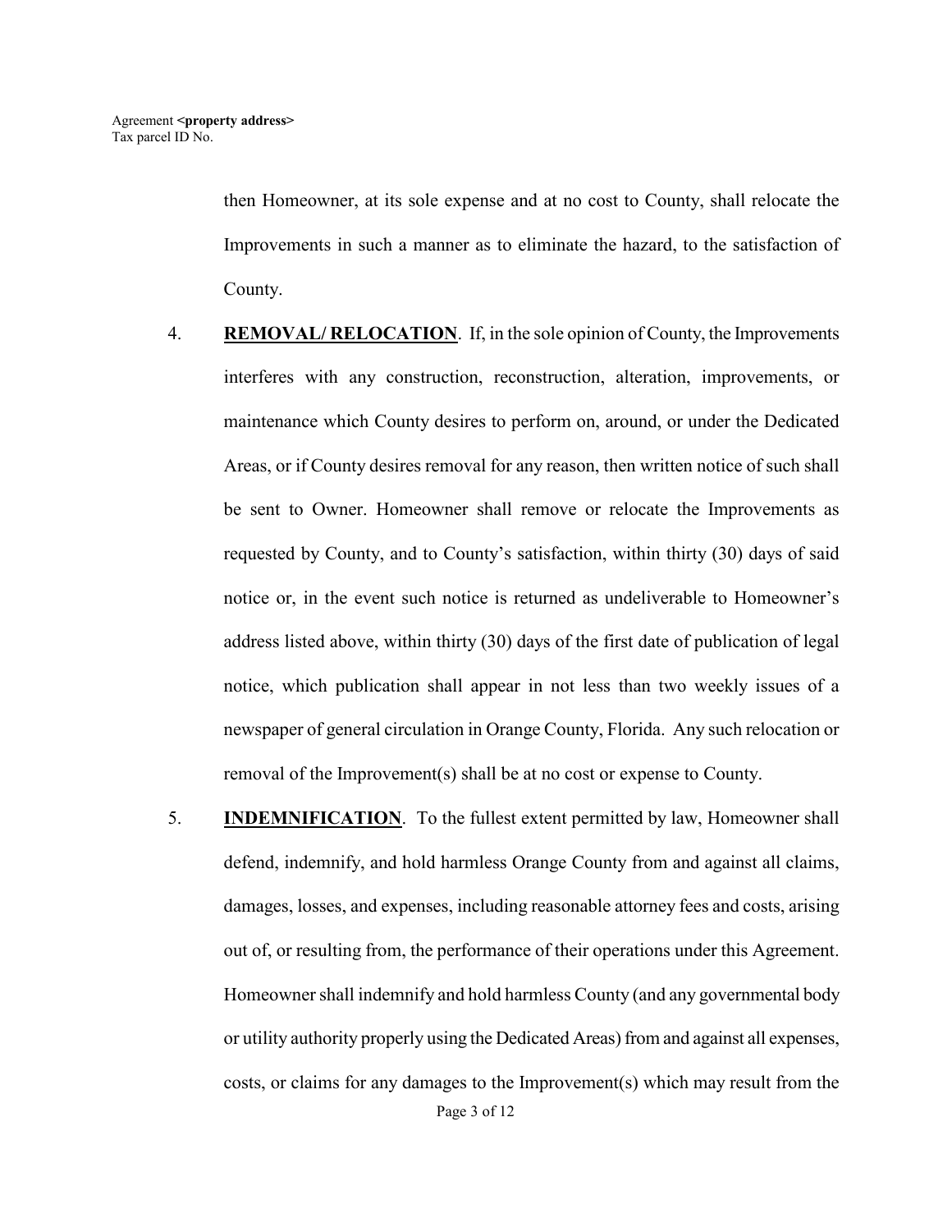then Homeowner, at its sole expense and at no cost to County, shall relocate the Improvements in such a manner as to eliminate the hazard, to the satisfaction of County.

4. **REMOVAL/ RELOCATION**. If, in the sole opinion of County, the Improvements interferes with any construction, reconstruction, alteration, improvements, or maintenance which County desires to perform on, around, or under the Dedicated Areas, or if County desires removal for any reason, then written notice of such shall be sent to Owner. Homeowner shall remove or relocate the Improvements as requested by County, and to County's satisfaction, within thirty (30) days of said notice or, in the event such notice is returned as undeliverable to Homeowner's address listed above, within thirty (30) days of the first date of publication of legal notice, which publication shall appear in not less than two weekly issues of a newspaper of general circulation in Orange County, Florida. Any such relocation or removal of the Improvement(s) shall be at no cost or expense to County.

5. **INDEMNIFICATION**. To the fullest extent permitted by law, Homeowner shall defend, indemnify, and hold harmless Orange County from and against all claims, damages, losses, and expenses, including reasonable attorney fees and costs, arising out of, or resulting from, the performance of their operations under this Agreement. Homeowner shall indemnify and hold harmless County (and any governmental body or utility authority properly using the Dedicated Areas) from and against all expenses, costs, or claims for any damages to the Improvement(s) which may result from the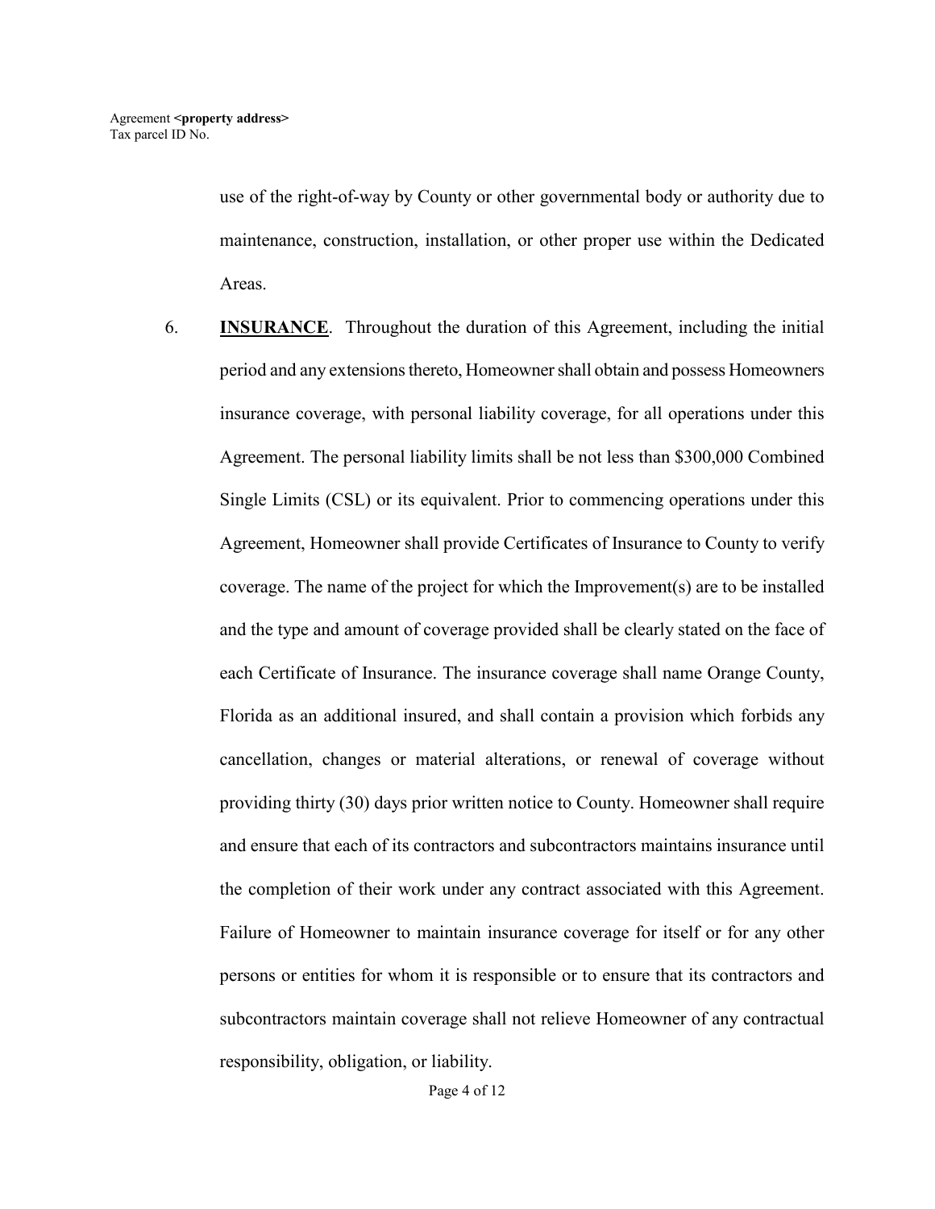use of the right-of-way by County or other governmental body or authority due to maintenance, construction, installation, or other proper use within the Dedicated Areas.

6. **INSURANCE**. Throughout the duration of this Agreement, including the initial period and any extensions thereto, Homeowner shall obtain and possess Homeowners insurance coverage, with personal liability coverage, for all operations under this Agreement. The personal liability limits shall be not less than $300,000 Combined Single Limits (CSL) or its equivalent. Prior to commencing operations under this Agreement, Homeowner shall provide Certificates of Insurance to County to verify coverage. The name of the project for which the Improvement(s) are to be installed and the type and amount of coverage provided shall be clearly stated on the face of each Certificate of Insurance. The insurance coverage shall name Orange County, Florida as an additional insured, and shall contain a provision which forbids any cancellation, changes or material alterations, or renewal of coverage without providing thirty (30) days prior written notice to County. Homeowner shall require and ensure that each of its contractors and subcontractors maintains insurance until the completion of their work under any contract associated with this Agreement. Failure of Homeowner to maintain insurance coverage for itself or for any other persons or entities for whom it is responsible or to ensure that its contractors and subcontractors maintain coverage shall not relieve Homeowner of any contractual responsibility, obligation, or liability.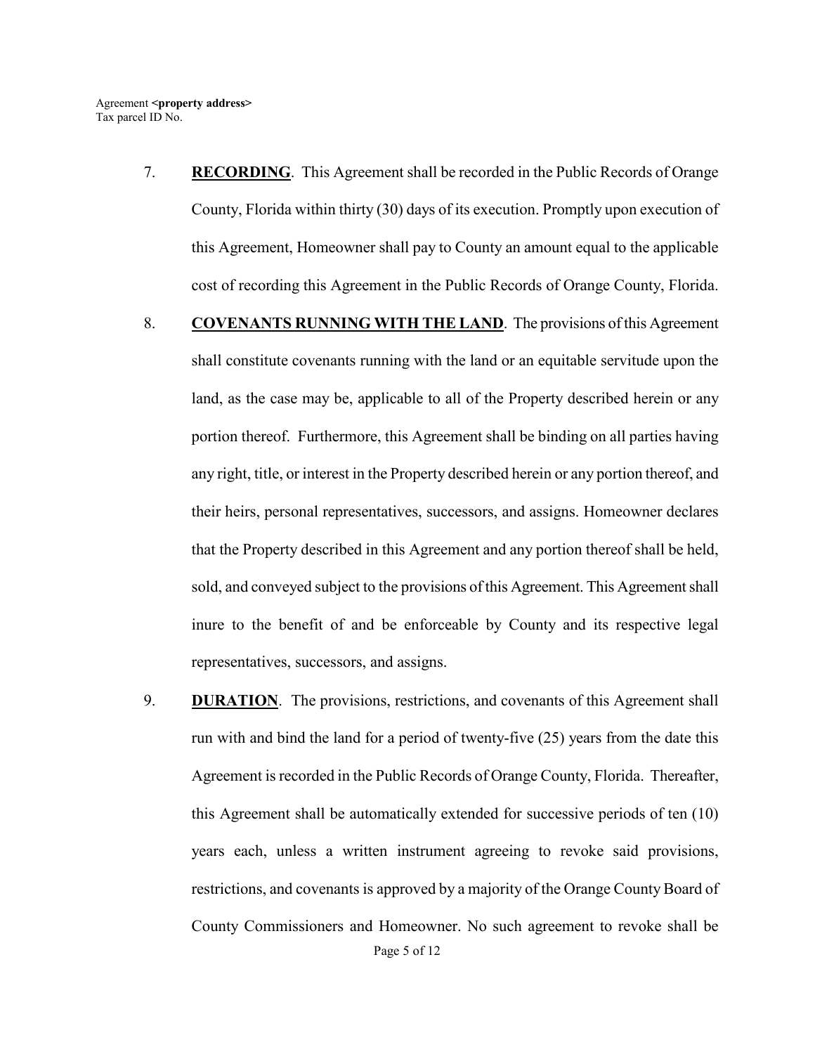7. **RECORDING**. This Agreement shall be recorded in the Public Records of Orange County, Florida within thirty (30) days of its execution. Promptly upon execution of this Agreement, Homeowner shall pay to County an amount equal to the applicable cost of recording this Agreement in the Public Records of Orange County, Florida.

8. **COVENANTS RUNNING WITH THE LAND**. The provisions of this Agreement shall constitute covenants running with the land or an equitable servitude upon the land, as the case may be, applicable to all of the Property described herein or any portion thereof. Furthermore, this Agreement shall be binding on all parties having any right, title, or interest in the Property described herein or any portion thereof, and their heirs, personal representatives, successors, and assigns. Homeowner declares that the Property described in this Agreement and any portion thereof shall be held, sold, and conveyed subject to the provisions of this Agreement. This Agreement shall inure to the benefit of and be enforceable by County and its respective legal representatives, successors, and assigns.

9. **DURATION**. The provisions, restrictions, and covenants of this Agreement shall run with and bind the land for a period of twenty-five (25) years from the date this Agreement is recorded in the Public Records of Orange County, Florida. Thereafter, this Agreement shall be automatically extended for successive periods of ten (10) years each, unless a written instrument agreeing to revoke said provisions, restrictions, and covenants is approved by a majority of the Orange County Board of County Commissioners and Homeowner. No such agreement to revoke shall be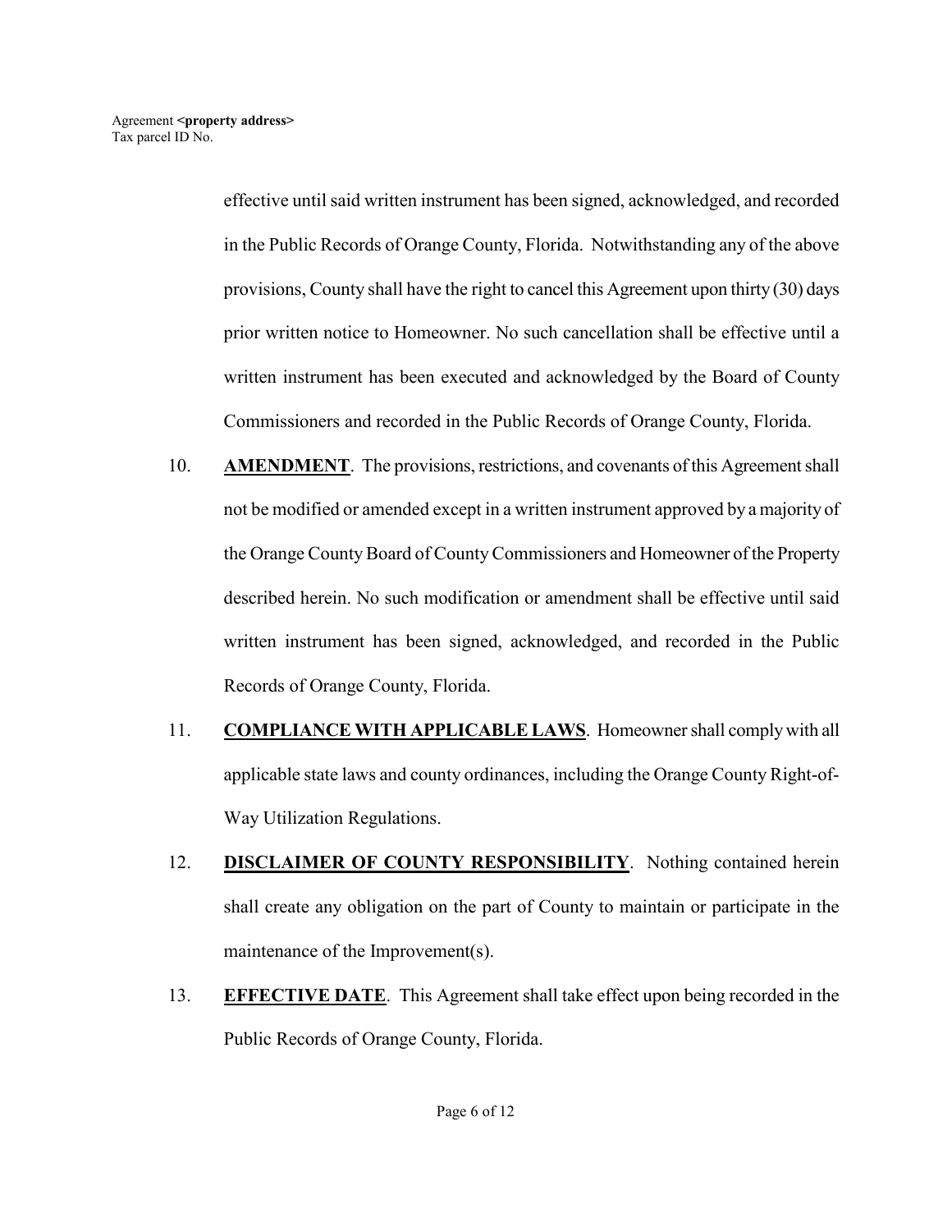effective until said written instrument has been signed, acknowledged, and recorded in the Public Records of Orange County, Florida. Notwithstanding any of the above provisions, County shall have the right to cancel this Agreement upon thirty (30) days prior written notice to Homeowner. No such cancellation shall be effective until a written instrument has been executed and acknowledged by the Board of County Commissioners and recorded in the Public Records of Orange County, Florida.

10. **AMENDMENT**. The provisions, restrictions, and covenants of this Agreement shall not be modified or amended except in a written instrument approved by a majority of the Orange County Board of County Commissioners and Homeowner of the Property described herein. No such modification or amendment shall be effective until said written instrument has been signed, acknowledged, and recorded in the Public Records of Orange County, Florida.

11. **COMPLIANCE WITH APPLICABLE LAWS**. Homeowner shall comply with all applicable state laws and county ordinances, including the Orange County Right-of-Way Utilization Regulations.

12. **DISCLAIMER OF COUNTY RESPONSIBILITY**. Nothing contained herein shall create any obligation on the part of County to maintain or participate in the maintenance of the Improvement(s).

13. **EFFECTIVE DATE**. This Agreement shall take effect upon being recorded in the Public Records of Orange County, Florida.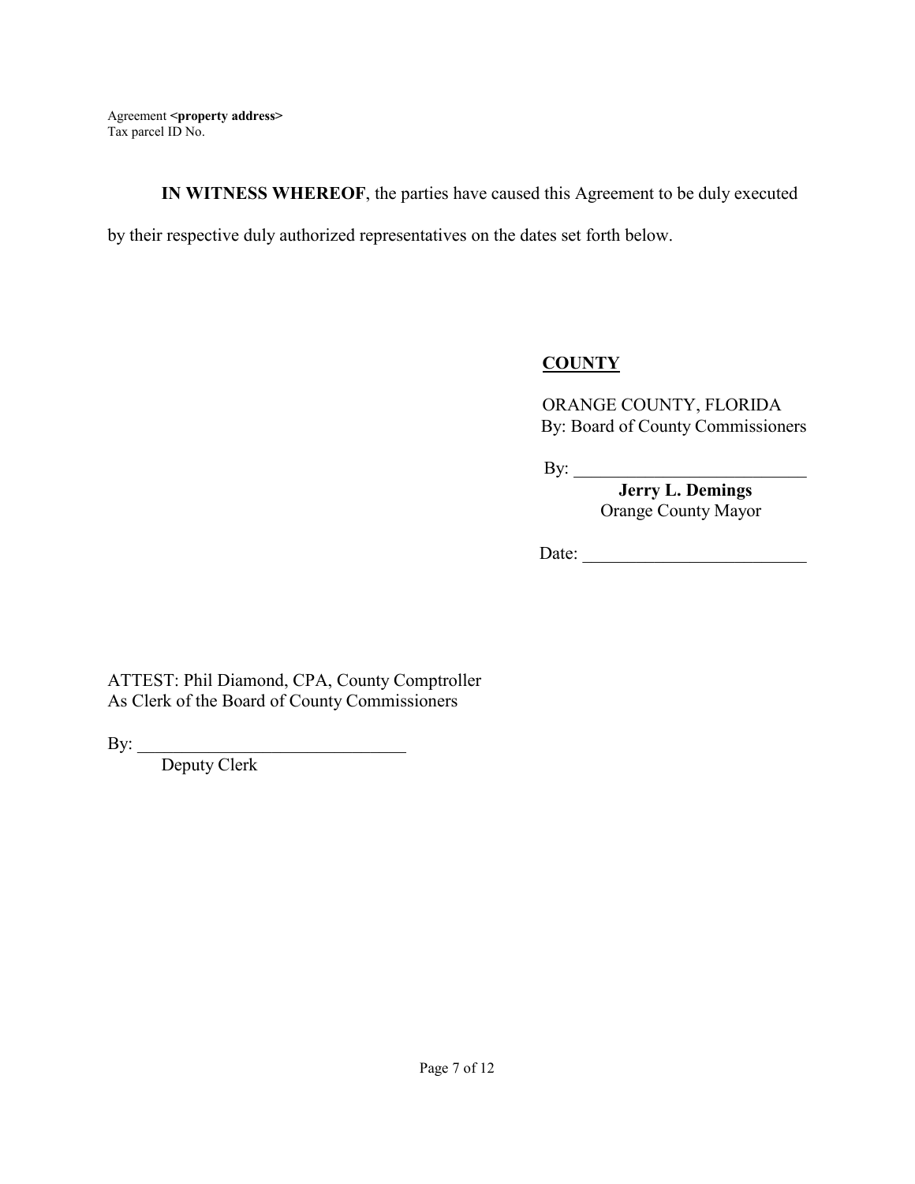Agreement **<property address>**
Tax parcel ID No.

**IN WITNESS WHEREOF**, the parties have caused this Agreement to be duly executed by their respective duly authorized representatives on the dates set forth below.

**COUNTY**

ORANGE COUNTY, FLORIDA
By: Board of County Commissioners

By: ___________________________
**Jerry L. Demings**
Orange County Mayor

Date: _________________________

ATTEST: Phil Diamond, CPA, County Comptroller
As Clerk of the Board of County Commissioners

By: ______________________________
Deputy Clerk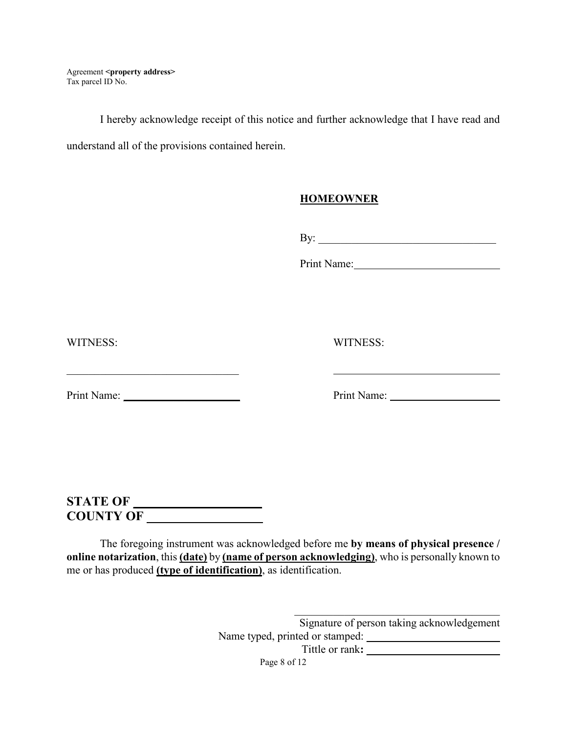I hereby acknowledge receipt of this notice and further acknowledge that I have read and understand all of the provisions contained herein.

**HOMEOWNER**

By: ________________________________

Print Name: __________________________

WITNESS:

______________________________

Print Name: ____________________

WITNESS:

______________________________

Print Name: ____________________

**STATE OF ___________________**
**COUNTY OF _________________**

The foregoing instrument was acknowledged before me **by means of physical presence / online notarization**, this **(date)** by **(name of person acknowledging)**, who is personally known to me or has produced **(type of identification)**, as identification.

______________________________________
Signature of person taking acknowledgement
Name typed, printed or stamped: ______________________
Tittle or rank**:** ______________________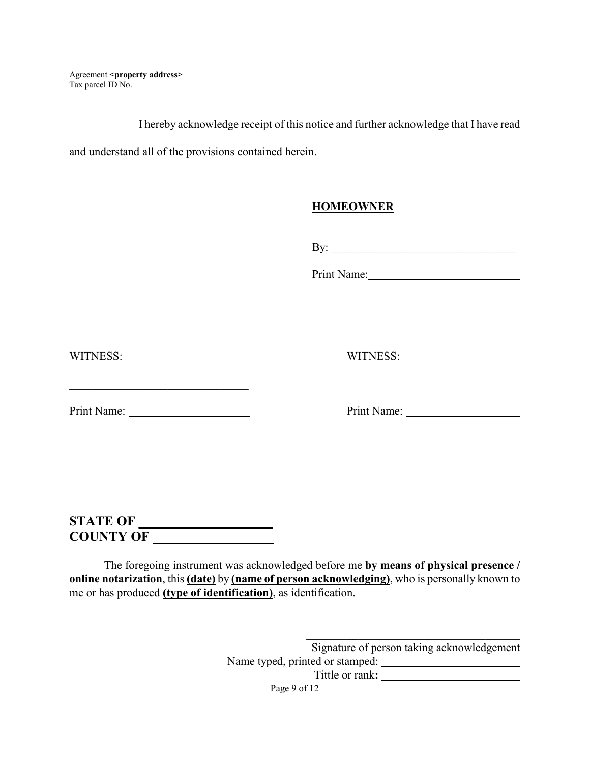Agreement **<property address>**
Tax parcel ID No.

I hereby acknowledge receipt of this notice and further acknowledge that I have read and understand all of the provisions contained herein.

**HOMEOWNER**

By: ______________________________

Print Name: ________________________

WITNESS:

______________________________

Print Name: ____________________

WITNESS:

______________________________

Print Name: ____________________

**STATE OF ___________________**
**COUNTY OF _________________**

The foregoing instrument was acknowledged before me **by means of physical presence / online notarization**, this **(date)** by **(name of person acknowledging)**, who is personally known to me or has produced **(type of identification)**, as identification.

______________________________________
Signature of person taking acknowledgement
Name typed, printed or stamped: ______________________
Tittle or rank**:** ______________________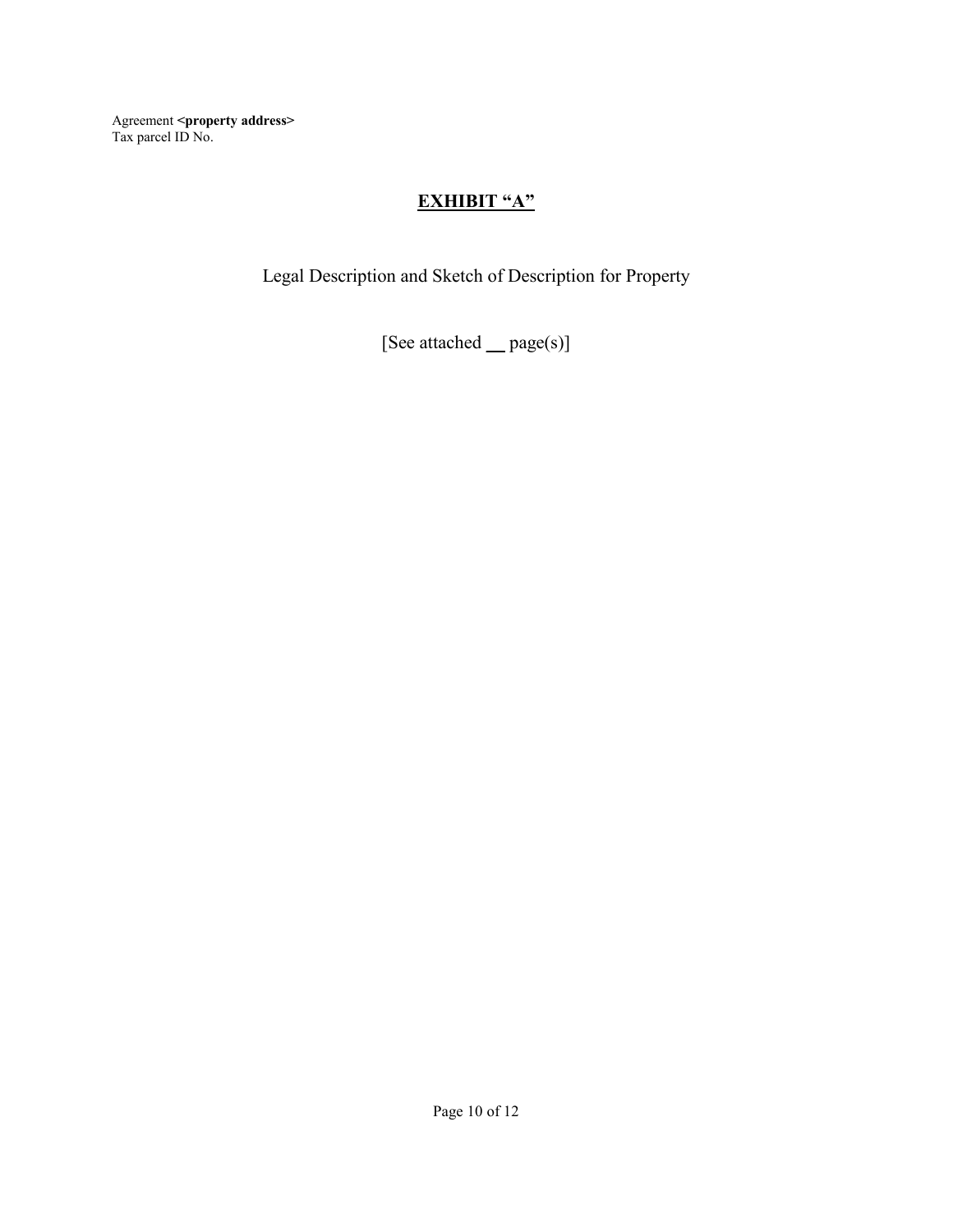Agreement **<property address>**
Tax parcel ID No.

# EXHIBIT "A"

Legal Description and Sketch of Description for Property

[See attached __ page(s)]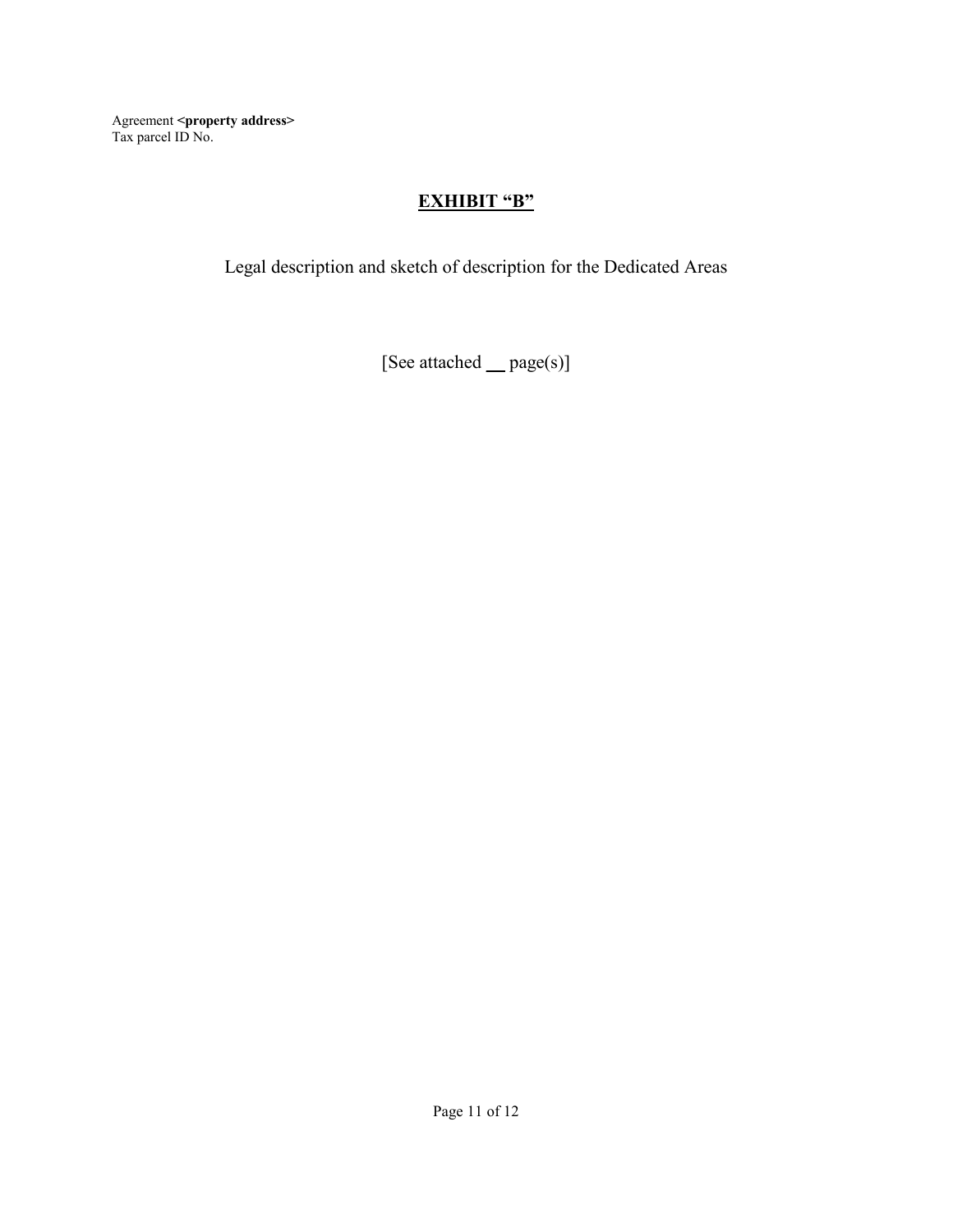Agreement **<property address>**
Tax parcel ID No.

# **EXHIBIT "B"**

Legal description and sketch of description for the Dedicated Areas

[See attached __ page(s)]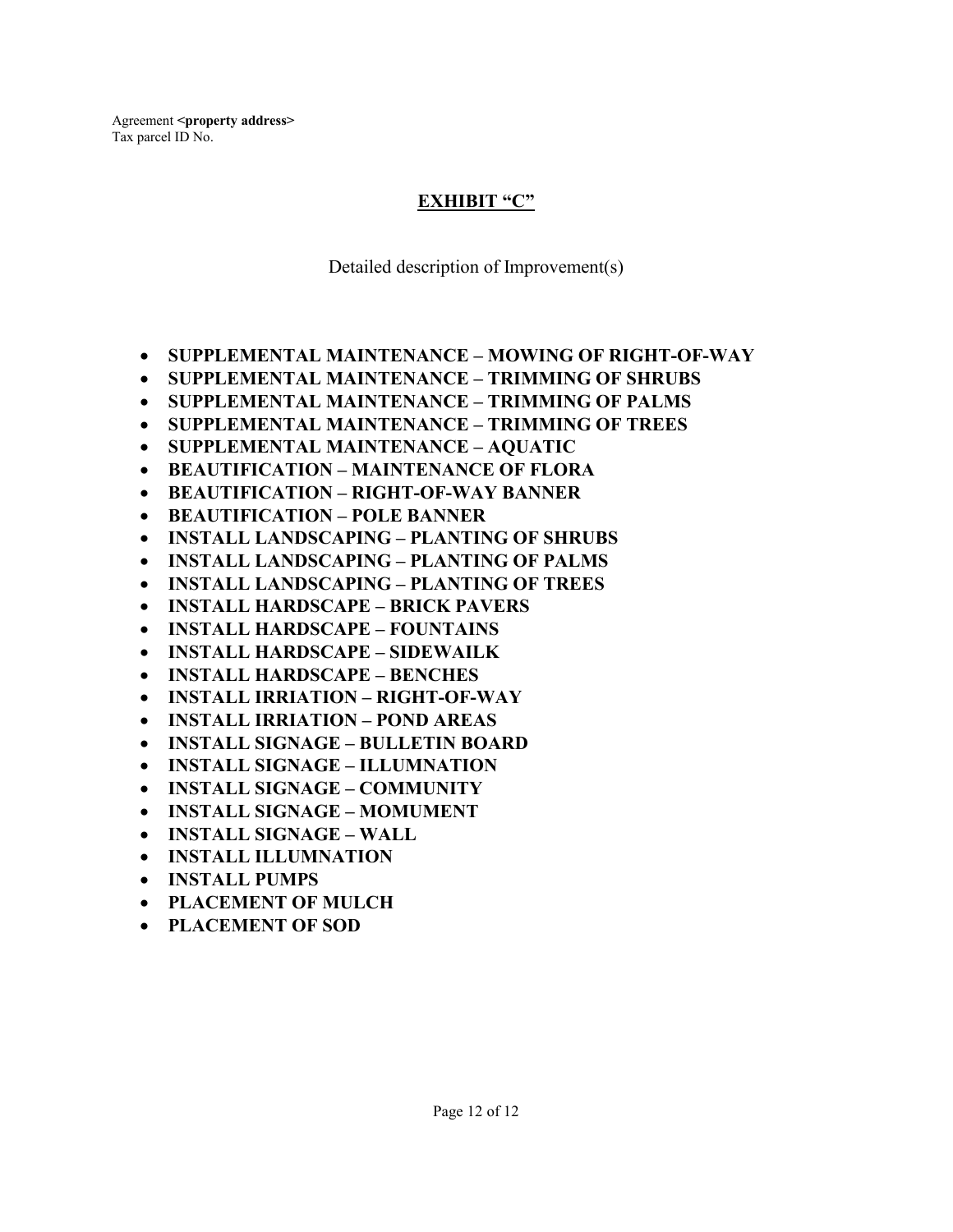Agreement **<property address>**
Tax parcel ID No.

## EXHIBIT "C"

Detailed description of Improvement(s)

- **SUPPLEMENTAL MAINTENANCE – MOWING OF RIGHT-OF-WAY**
- **SUPPLEMENTAL MAINTENANCE – TRIMMING OF SHRUBS**
- **SUPPLEMENTAL MAINTENANCE – TRIMMING OF PALMS**
- **SUPPLEMENTAL MAINTENANCE – TRIMMING OF TREES**
- **SUPPLEMENTAL MAINTENANCE – AQUATIC**
- **BEAUTIFICATION – MAINTENANCE OF FLORA**
- **BEAUTIFICATION – RIGHT-OF-WAY BANNER**
- **BEAUTIFICATION – POLE BANNER**
- **INSTALL LANDSCAPING – PLANTING OF SHRUBS**
- **INSTALL LANDSCAPING – PLANTING OF PALMS**
- **INSTALL LANDSCAPING – PLANTING OF TREES**
- **INSTALL HARDSCAPE – BRICK PAVERS**
- **INSTALL HARDSCAPE – FOUNTAINS**
- **INSTALL HARDSCAPE – SIDEWAILK**
- **INSTALL HARDSCAPE – BENCHES**
- **INSTALL IRRIATION – RIGHT-OF-WAY**
- **INSTALL IRRIATION – POND AREAS**
- **INSTALL SIGNAGE – BULLETIN BOARD**
- **INSTALL SIGNAGE – ILLUMNATION**
- **INSTALL SIGNAGE – COMMUNITY**
- **INSTALL SIGNAGE – MOMUMENT**
- **INSTALL SIGNAGE – WALL**
- **INSTALL ILLUMNATION**
- **INSTALL PUMPS**
- **PLACEMENT OF MULCH**
- **PLACEMENT OF SOD**